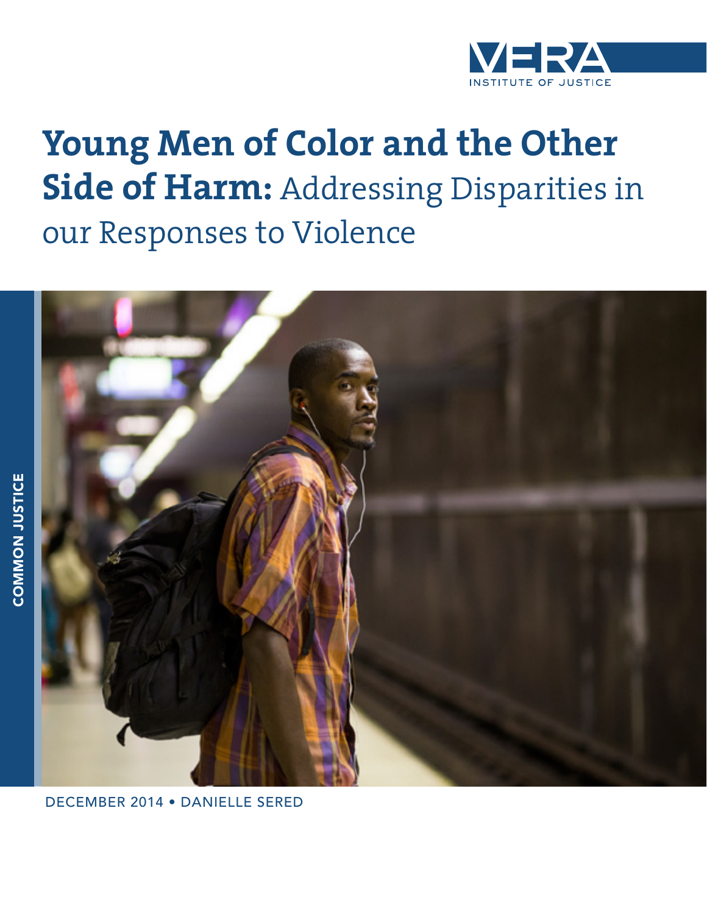VERA INSTITUTE OF JUSTICE

# Young Men of Color and the Other Side of Harm: Addressing Disparities in our Responses to Violence

COMMON JUSTICE

DECEMBER 2014 • DANIELLE SERED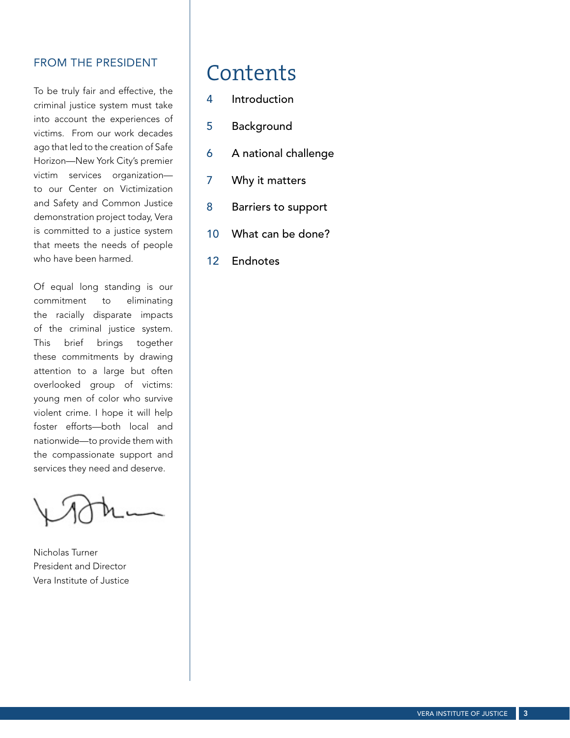## FROM THE PRESIDENT

To be truly fair and effective, the criminal justice system must take into account the experiences of victims. From our work decades ago that led to the creation of Safe Horizon—New York City's premier victim services organization—to our Center on Victimization and Safety and Common Justice demonstration project today, Vera is committed to a justice system that meets the needs of people who have been harmed.

Of equal long standing is our commitment to eliminating the racially disparate impacts of the criminal justice system. This brief brings together these commitments by drawing attention to a large but often overlooked group of victims: young men of color who survive violent crime. I hope it will help foster efforts—both local and nationwide—to provide them with the compassionate support and services they need and deserve.

Nicholas Turner
President and Director
Vera Institute of Justice

# Contents

4 Introduction

5 Background

6 A national challenge

7 Why it matters

8 Barriers to support

10 What can be done?

12 Endnotes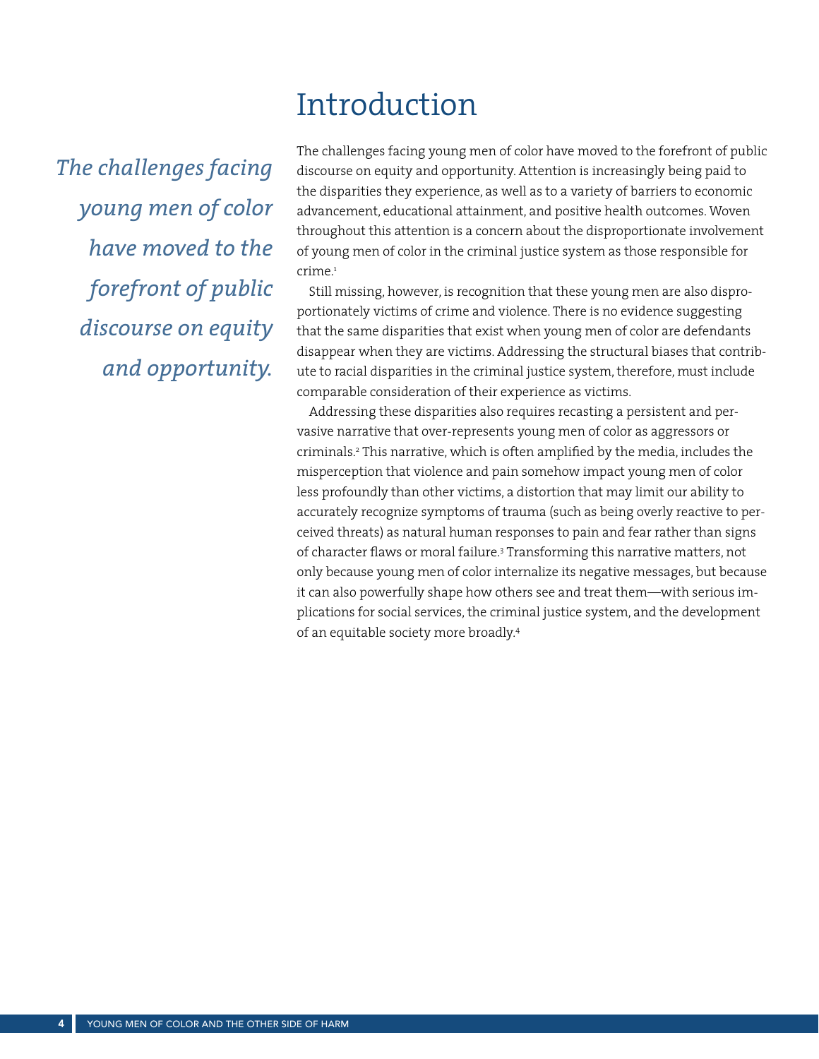# Introduction

*The challenges facing young men of color have moved to the forefront of public discourse on equity and opportunity.*

The challenges facing young men of color have moved to the forefront of public discourse on equity and opportunity. Attention is increasingly being paid to the disparities they experience, as well as to a variety of barriers to economic advancement, educational attainment, and positive health outcomes. Woven throughout this attention is a concern about the disproportionate involvement of young men of color in the criminal justice system as those responsible for crime.[1]

Still missing, however, is recognition that these young men are also disproportionately victims of crime and violence. There is no evidence suggesting that the same disparities that exist when young men of color are defendants disappear when they are victims. Addressing the structural biases that contribute to racial disparities in the criminal justice system, therefore, must include comparable consideration of their experience as victims.

Addressing these disparities also requires recasting a persistent and pervasive narrative that over-represents young men of color as aggressors or criminals.[2] This narrative, which is often amplified by the media, includes the misperception that violence and pain somehow impact young men of color less profoundly than other victims, a distortion that may limit our ability to accurately recognize symptoms of trauma (such as being overly reactive to perceived threats) as natural human responses to pain and fear rather than signs of character flaws or moral failure.[3] Transforming this narrative matters, not only because young men of color internalize its negative messages, but because it can also powerfully shape how others see and treat them—with serious implications for social services, the criminal justice system, and the development of an equitable society more broadly.[4]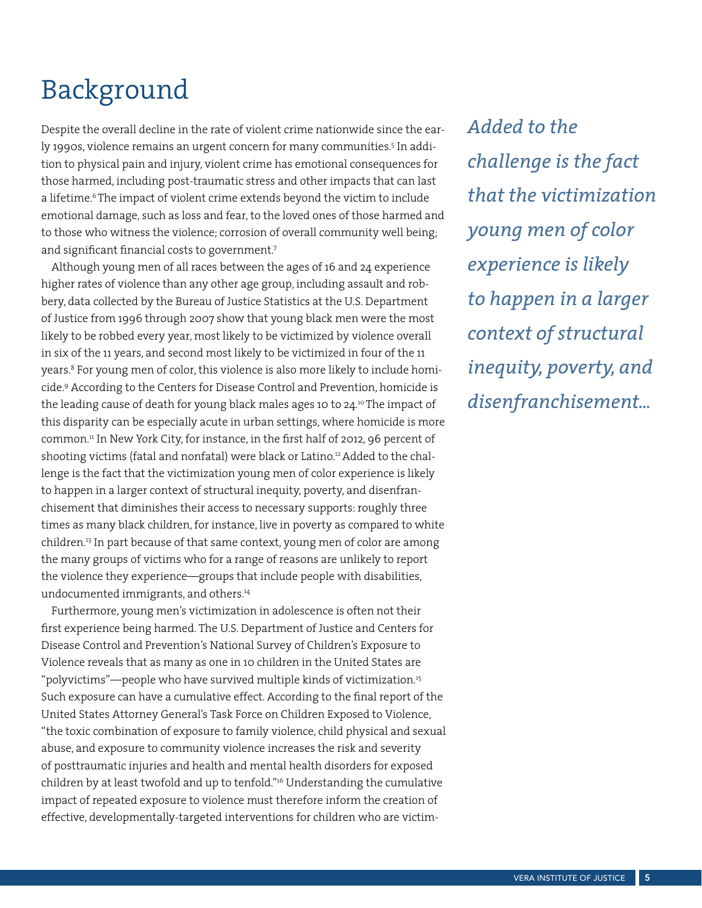# Background

Despite the overall decline in the rate of violent crime nationwide since the early 1990s, violence remains an urgent concern for many communities.[5] In addition to physical pain and injury, violent crime has emotional consequences for those harmed, including post-traumatic stress and other impacts that can last a lifetime.[6] The impact of violent crime extends beyond the victim to include emotional damage, such as loss and fear, to the loved ones of those harmed and to those who witness the violence; corrosion of overall community well being; and significant financial costs to government.[7]

Although young men of all races between the ages of 16 and 24 experience higher rates of violence than any other age group, including assault and robbery, data collected by the Bureau of Justice Statistics at the U.S. Department of Justice from 1996 through 2007 show that young black men were the most likely to be robbed every year, most likely to be victimized by violence overall in six of the 11 years, and second most likely to be victimized in four of the 11 years.[8] For young men of color, this violence is also more likely to include homicide.[9] According to the Centers for Disease Control and Prevention, homicide is the leading cause of death for young black males ages 10 to 24.[10] The impact of this disparity can be especially acute in urban settings, where homicide is more common.[11] In New York City, for instance, in the first half of 2012, 96 percent of shooting victims (fatal and nonfatal) were black or Latino.[12] Added to the challenge is the fact that the victimization young men of color experience is likely to happen in a larger context of structural inequity, poverty, and disenfranchisement that diminishes their access to necessary supports: roughly three times as many black children, for instance, live in poverty as compared to white children.[13] In part because of that same context, young men of color are among the many groups of victims who for a range of reasons are unlikely to report the violence they experience—groups that include people with disabilities, undocumented immigrants, and others.[14]

*Added to the challenge is the fact that the victimization young men of color experience is likely to happen in a larger context of structural inequity, poverty, and disenfranchisement...*

Furthermore, young men's victimization in adolescence is often not their first experience being harmed. The U.S. Department of Justice and Centers for Disease Control and Prevention's National Survey of Children's Exposure to Violence reveals that as many as one in 10 children in the United States are "polyvictims"—people who have survived multiple kinds of victimization.[15] Such exposure can have a cumulative effect. According to the final report of the United States Attorney General's Task Force on Children Exposed to Violence, "the toxic combination of exposure to family violence, child physical and sexual abuse, and exposure to community violence increases the risk and severity of posttraumatic injuries and health and mental health disorders for exposed children by at least twofold and up to tenfold."[16] Understanding the cumulative impact of repeated exposure to violence must therefore inform the creation of effective, developmentally-targeted interventions for children who are victim-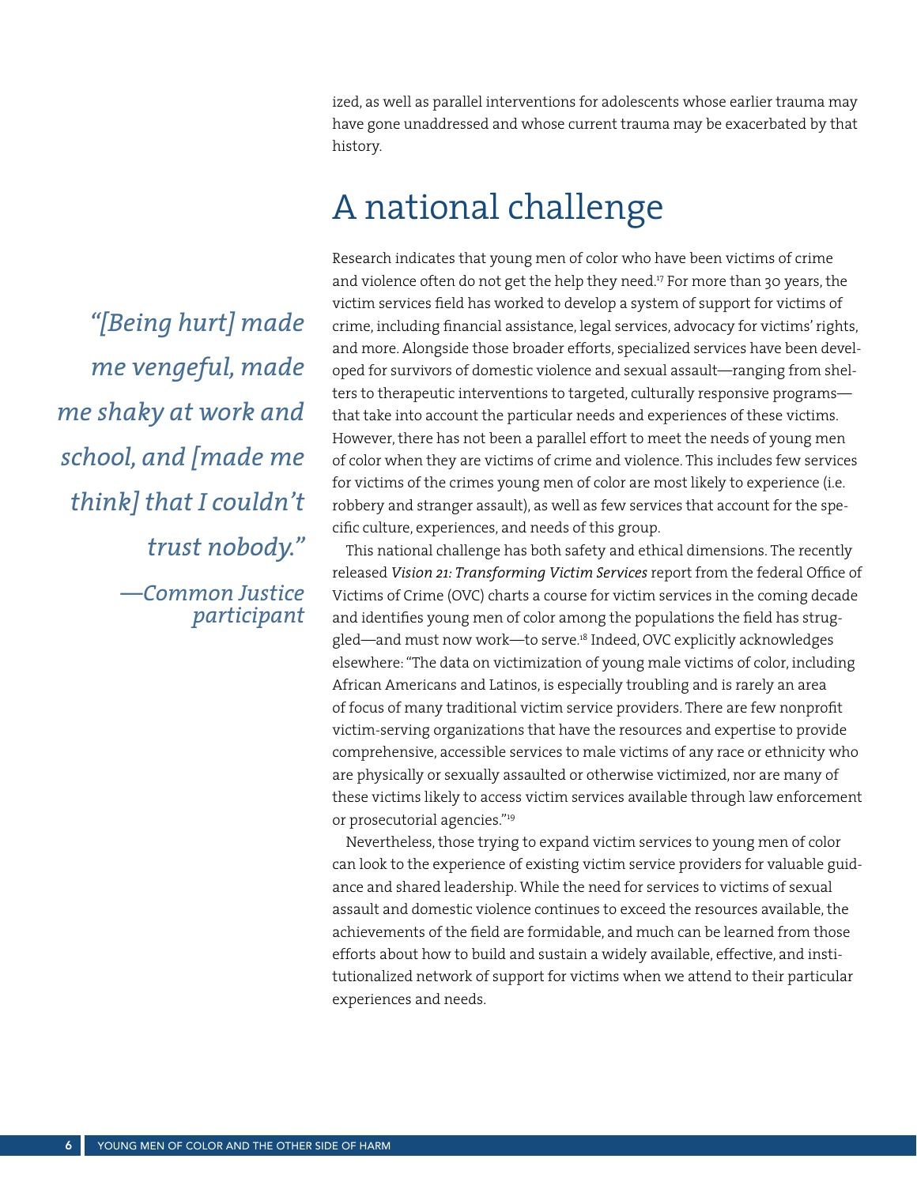ized, as well as parallel interventions for adolescents whose earlier trauma may have gone unaddressed and whose current trauma may be exacerbated by that history.

## A national challenge

> *"[Being hurt] made me vengeful, made me shaky at work and school, and [made me think] that I couldn't trust nobody."*
>
> *—Common Justice participant*

Research indicates that young men of color who have been victims of crime and violence often do not get the help they need.[17] For more than 30 years, the victim services field has worked to develop a system of support for victims of crime, including financial assistance, legal services, advocacy for victims' rights, and more. Alongside those broader efforts, specialized services have been developed for survivors of domestic violence and sexual assault—ranging from shelters to therapeutic interventions to targeted, culturally responsive programs—that take into account the particular needs and experiences of these victims. However, there has not been a parallel effort to meet the needs of young men of color when they are victims of crime and violence. This includes few services for victims of the crimes young men of color are most likely to experience (i.e. robbery and stranger assault), as well as few services that account for the specific culture, experiences, and needs of this group.

This national challenge has both safety and ethical dimensions. The recently released *Vision 21: Transforming Victim Services* report from the federal Office of Victims of Crime (OVC) charts a course for victim services in the coming decade and identifies young men of color among the populations the field has struggled—and must now work—to serve.[18] Indeed, OVC explicitly acknowledges elsewhere: "The data on victimization of young male victims of color, including African Americans and Latinos, is especially troubling and is rarely an area of focus of many traditional victim service providers. There are few nonprofit victim-serving organizations that have the resources and expertise to provide comprehensive, accessible services to male victims of any race or ethnicity who are physically or sexually assaulted or otherwise victimized, nor are many of these victims likely to access victim services available through law enforcement or prosecutorial agencies."[19]

Nevertheless, those trying to expand victim services to young men of color can look to the experience of existing victim service providers for valuable guidance and shared leadership. While the need for services to victims of sexual assault and domestic violence continues to exceed the resources available, the achievements of the field are formidable, and much can be learned from those efforts about how to build and sustain a widely available, effective, and institutionalized network of support for victims when we attend to their particular experiences and needs.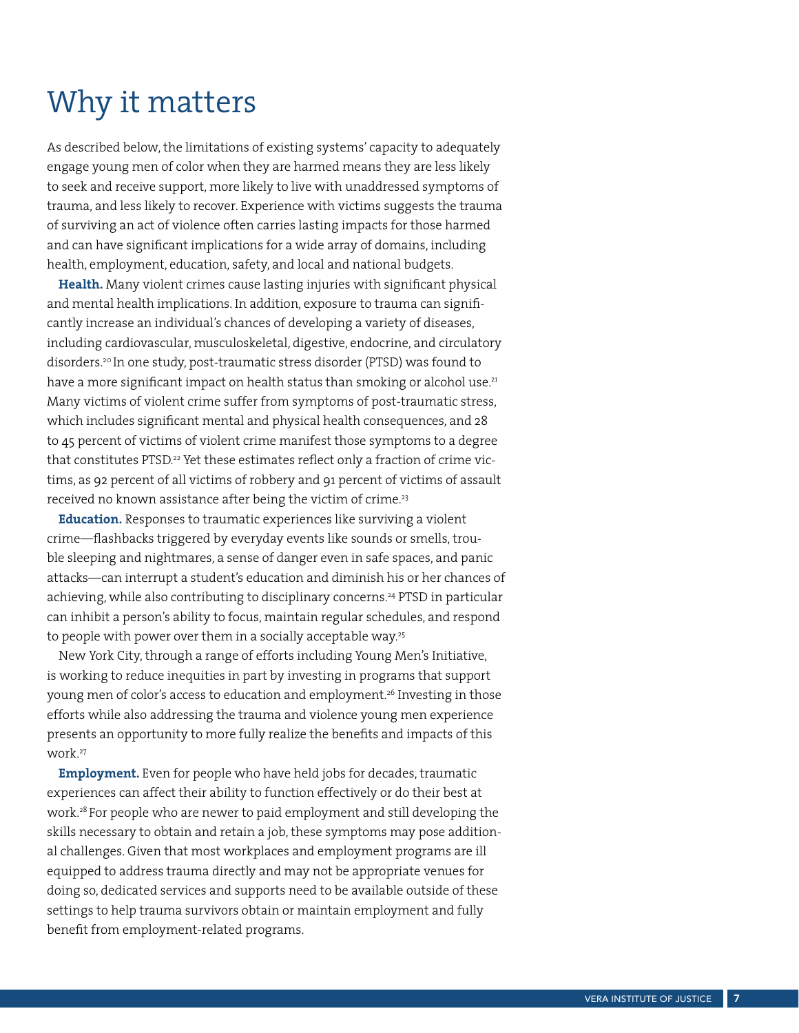# Why it matters

As described below, the limitations of existing systems' capacity to adequately engage young men of color when they are harmed means they are less likely to seek and receive support, more likely to live with unaddressed symptoms of trauma, and less likely to recover. Experience with victims suggests the trauma of surviving an act of violence often carries lasting impacts for those harmed and can have significant implications for a wide array of domains, including health, employment, education, safety, and local and national budgets.

**Health.** Many violent crimes cause lasting injuries with significant physical and mental health implications. In addition, exposure to trauma can significantly increase an individual's chances of developing a variety of diseases, including cardiovascular, musculoskeletal, digestive, endocrine, and circulatory disorders.[20] In one study, post-traumatic stress disorder (PTSD) was found to have a more significant impact on health status than smoking or alcohol use.[21] Many victims of violent crime suffer from symptoms of post-traumatic stress, which includes significant mental and physical health consequences, and 28 to 45 percent of victims of violent crime manifest those symptoms to a degree that constitutes PTSD.[22] Yet these estimates reflect only a fraction of crime victims, as 92 percent of all victims of robbery and 91 percent of victims of assault received no known assistance after being the victim of crime.[23]

**Education.** Responses to traumatic experiences like surviving a violent crime—flashbacks triggered by everyday events like sounds or smells, trouble sleeping and nightmares, a sense of danger even in safe spaces, and panic attacks—can interrupt a student's education and diminish his or her chances of achieving, while also contributing to disciplinary concerns.[24] PTSD in particular can inhibit a person's ability to focus, maintain regular schedules, and respond to people with power over them in a socially acceptable way.[25]

New York City, through a range of efforts including Young Men's Initiative, is working to reduce inequities in part by investing in programs that support young men of color's access to education and employment.[26] Investing in those efforts while also addressing the trauma and violence young men experience presents an opportunity to more fully realize the benefits and impacts of this work.[27]

**Employment.** Even for people who have held jobs for decades, traumatic experiences can affect their ability to function effectively or do their best at work.[28] For people who are newer to paid employment and still developing the skills necessary to obtain and retain a job, these symptoms may pose additional challenges. Given that most workplaces and employment programs are ill equipped to address trauma directly and may not be appropriate venues for doing so, dedicated services and supports need to be available outside of these settings to help trauma survivors obtain or maintain employment and fully benefit from employment-related programs.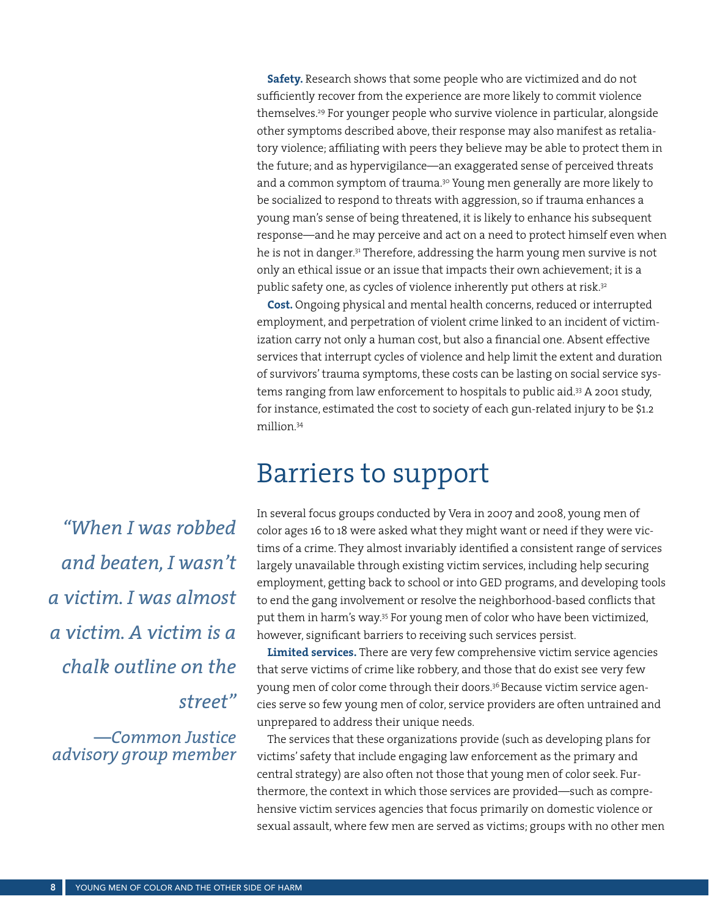**Safety.** Research shows that some people who are victimized and do not sufficiently recover from the experience are more likely to commit violence themselves.[29] For younger people who survive violence in particular, alongside other symptoms described above, their response may also manifest as retaliatory violence; affiliating with peers they believe may be able to protect them in the future; and as hypervigilance—an exaggerated sense of perceived threats and a common symptom of trauma.[30] Young men generally are more likely to be socialized to respond to threats with aggression, so if trauma enhances a young man's sense of being threatened, it is likely to enhance his subsequent response—and he may perceive and act on a need to protect himself even when he is not in danger.[31] Therefore, addressing the harm young men survive is not only an ethical issue or an issue that impacts their own achievement; it is a public safety one, as cycles of violence inherently put others at risk.[32]

**Cost.** Ongoing physical and mental health concerns, reduced or interrupted employment, and perpetration of violent crime linked to an incident of victimization carry not only a human cost, but also a financial one. Absent effective services that interrupt cycles of violence and help limit the extent and duration of survivors' trauma symptoms, these costs can be lasting on social service systems ranging from law enforcement to hospitals to public aid.[33] A 2001 study, for instance, estimated the cost to society of each gun-related injury to be $1.2 million.[34]

## Barriers to support

*"When I was robbed and beaten, I wasn't a victim. I was almost a victim. A victim is a chalk outline on the street"*

*—Common Justice advisory group member*

In several focus groups conducted by Vera in 2007 and 2008, young men of color ages 16 to 18 were asked what they might want or need if they were victims of a crime. They almost invariably identified a consistent range of services largely unavailable through existing victim services, including help securing employment, getting back to school or into GED programs, and developing tools to end the gang involvement or resolve the neighborhood-based conflicts that put them in harm's way.[35] For young men of color who have been victimized, however, significant barriers to receiving such services persist.

**Limited services.** There are very few comprehensive victim service agencies that serve victims of crime like robbery, and those that do exist see very few young men of color come through their doors.[36] Because victim service agencies serve so few young men of color, service providers are often untrained and unprepared to address their unique needs.

The services that these organizations provide (such as developing plans for victims' safety that include engaging law enforcement as the primary and central strategy) are also often not those that young men of color seek. Furthermore, the context in which those services are provided—such as comprehensive victim services agencies that focus primarily on domestic violence or sexual assault, where few men are served as victims; groups with no other men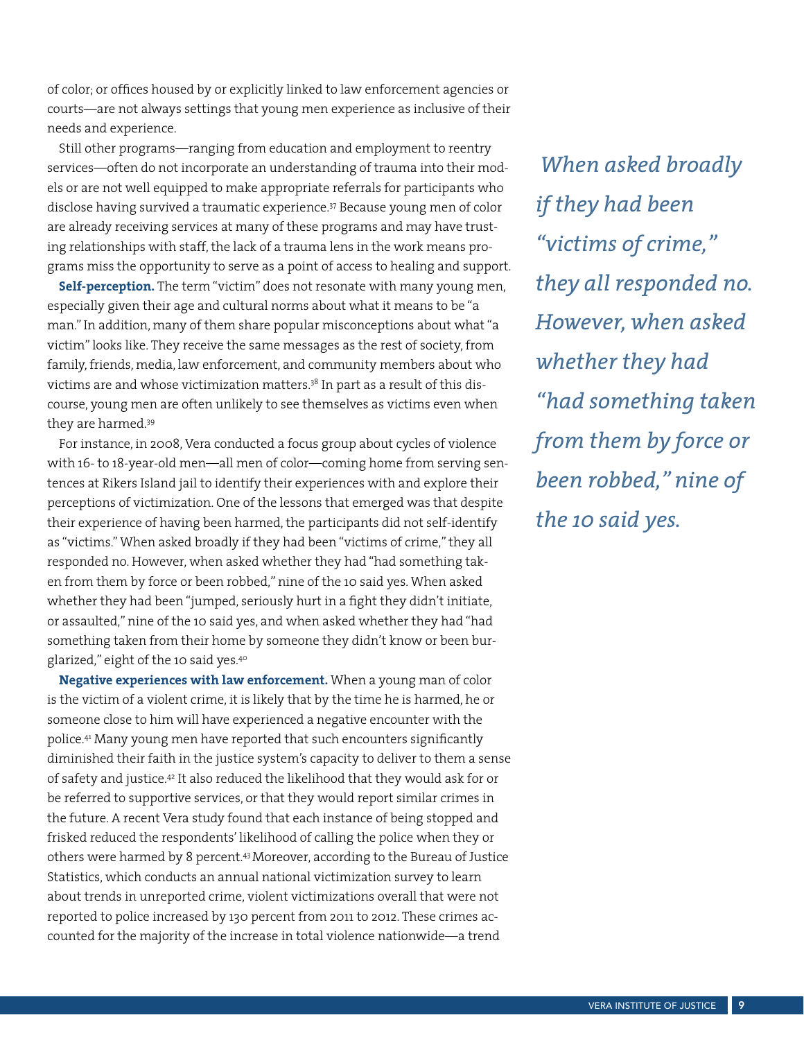of color; or offices housed by or explicitly linked to law enforcement agencies or courts—are not always settings that young men experience as inclusive of their needs and experience.

Still other programs—ranging from education and employment to reentry services—often do not incorporate an understanding of trauma into their models or are not well equipped to make appropriate referrals for participants who disclose having survived a traumatic experience.[37] Because young men of color are already receiving services at many of these programs and may have trusting relationships with staff, the lack of a trauma lens in the work means programs miss the opportunity to serve as a point of access to healing and support.

**Self-perception.** The term "victim" does not resonate with many young men, especially given their age and cultural norms about what it means to be "a man." In addition, many of them share popular misconceptions about what "a victim" looks like. They receive the same messages as the rest of society, from family, friends, media, law enforcement, and community members about who victims are and whose victimization matters.[38] In part as a result of this discourse, young men are often unlikely to see themselves as victims even when they are harmed.[39]

For instance, in 2008, Vera conducted a focus group about cycles of violence with 16- to 18-year-old men—all men of color—coming home from serving sentences at Rikers Island jail to identify their experiences with and explore their perceptions of victimization. One of the lessons that emerged was that despite their experience of having been harmed, the participants did not self-identify as "victims." When asked broadly if they had been "victims of crime," they all responded no. However, when asked whether they had "had something taken from them by force or been robbed," nine of the 10 said yes. When asked whether they had been "jumped, seriously hurt in a fight they didn't initiate, or assaulted," nine of the 10 said yes, and when asked whether they had "had something taken from their home by someone they didn't know or been burglarized," eight of the 10 said yes.[40]

*When asked broadly if they had been "victims of crime," they all responded no. However, when asked whether they had "had something taken from them by force or been robbed," nine of the 10 said yes.*

**Negative experiences with law enforcement.** When a young man of color is the victim of a violent crime, it is likely that by the time he is harmed, he or someone close to him will have experienced a negative encounter with the police.[41] Many young men have reported that such encounters significantly diminished their faith in the justice system's capacity to deliver to them a sense of safety and justice.[42] It also reduced the likelihood that they would ask for or be referred to supportive services, or that they would report similar crimes in the future. A recent Vera study found that each instance of being stopped and frisked reduced the respondents' likelihood of calling the police when they or others were harmed by 8 percent.[43] Moreover, according to the Bureau of Justice Statistics, which conducts an annual national victimization survey to learn about trends in unreported crime, violent victimizations overall that were not reported to police increased by 130 percent from 2011 to 2012. These crimes accounted for the majority of the increase in total violence nationwide—a trend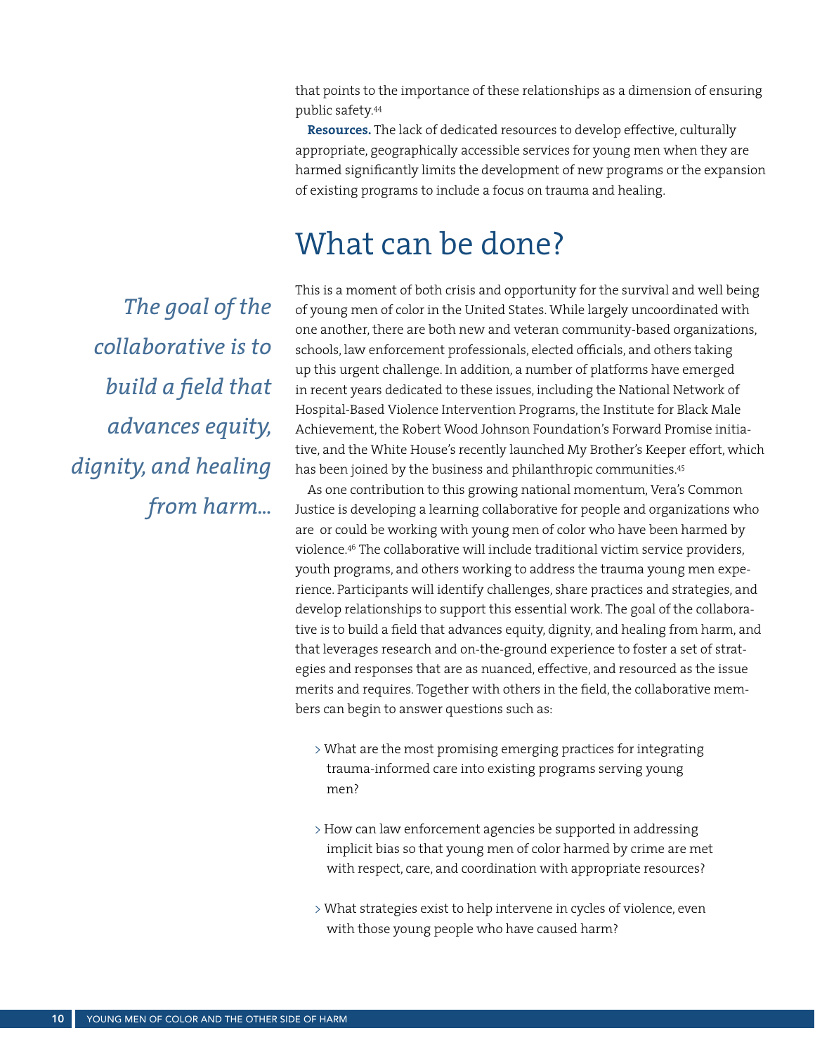that points to the importance of these relationships as a dimension of ensuring public safety.[44]

**Resources.** The lack of dedicated resources to develop effective, culturally appropriate, geographically accessible services for young men when they are harmed significantly limits the development of new programs or the expansion of existing programs to include a focus on trauma and healing.

# What can be done?

*The goal of the collaborative is to build a field that advances equity, dignity, and healing from harm...*

This is a moment of both crisis and opportunity for the survival and well being of young men of color in the United States. While largely uncoordinated with one another, there are both new and veteran community-based organizations, schools, law enforcement professionals, elected officials, and others taking up this urgent challenge. In addition, a number of platforms have emerged in recent years dedicated to these issues, including the National Network of Hospital-Based Violence Intervention Programs, the Institute for Black Male Achievement, the Robert Wood Johnson Foundation's Forward Promise initiative, and the White House's recently launched My Brother's Keeper effort, which has been joined by the business and philanthropic communities.[45]

As one contribution to this growing national momentum, Vera's Common Justice is developing a learning collaborative for people and organizations who are or could be working with young men of color who have been harmed by violence.[46] The collaborative will include traditional victim service providers, youth programs, and others working to address the trauma young men experience. Participants will identify challenges, share practices and strategies, and develop relationships to support this essential work. The goal of the collaborative is to build a field that advances equity, dignity, and healing from harm, and that leverages research and on-the-ground experience to foster a set of strategies and responses that are as nuanced, effective, and resourced as the issue merits and requires. Together with others in the field, the collaborative members can begin to answer questions such as:

- What are the most promising emerging practices for integrating trauma-informed care into existing programs serving young men?
- How can law enforcement agencies be supported in addressing implicit bias so that young men of color harmed by crime are met with respect, care, and coordination with appropriate resources?
- What strategies exist to help intervene in cycles of violence, even with those young people who have caused harm?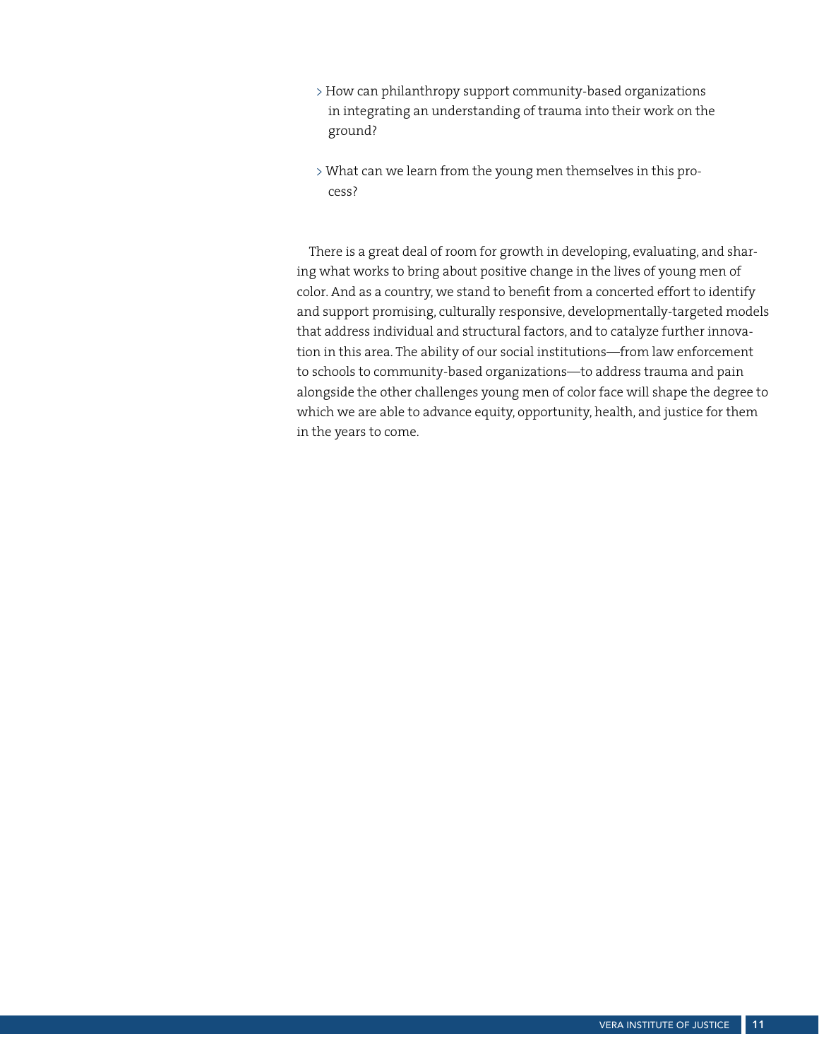- How can philanthropy support community-based organizations in integrating an understanding of trauma into their work on the ground?

- What can we learn from the young men themselves in this process?

There is a great deal of room for growth in developing, evaluating, and sharing what works to bring about positive change in the lives of young men of color. And as a country, we stand to benefit from a concerted effort to identify and support promising, culturally responsive, developmentally-targeted models that address individual and structural factors, and to catalyze further innovation in this area. The ability of our social institutions—from law enforcement to schools to community-based organizations—to address trauma and pain alongside the other challenges young men of color face will shape the degree to which we are able to advance equity, opportunity, health, and justice for them in the years to come.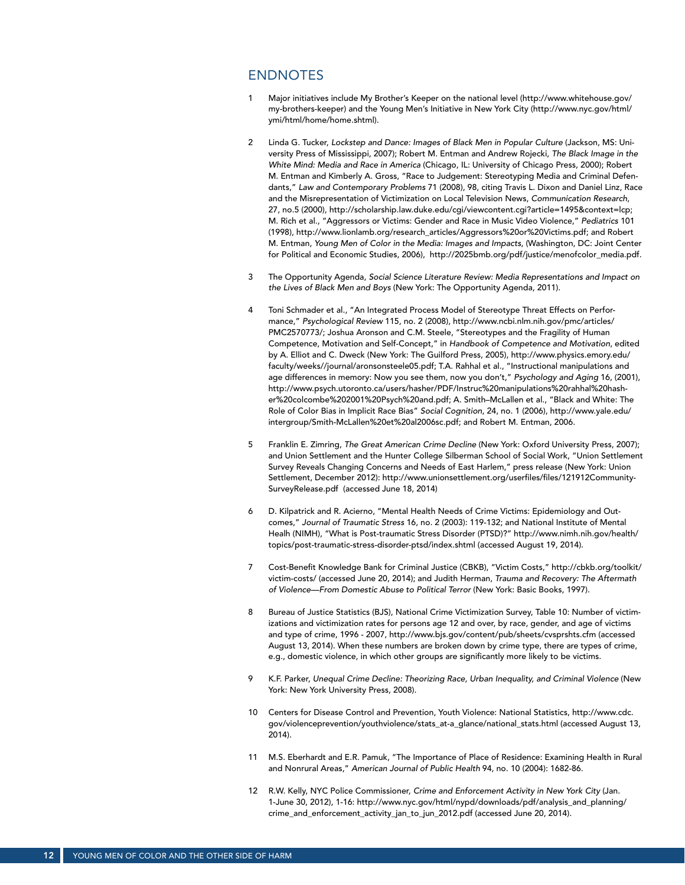## ENDNOTES

1. Major initiatives include My Brother's Keeper on the national level (http://www.whitehouse.gov/my-brothers-keeper) and the Young Men's Initiative in New York City (http://www.nyc.gov/html/ymi/html/home/home.shtml).

2. Linda G. Tucker, *Lockstep and Dance: Images of Black Men in Popular Culture* (Jackson, MS: University Press of Mississippi, 2007); Robert M. Entman and Andrew Rojecki, *The Black Image in the White Mind: Media and Race in America* (Chicago, IL: University of Chicago Press, 2000); Robert M. Entman and Kimberly A. Gross, "Race to Judgement: Stereotyping Media and Criminal Defendants," *Law and Contemporary Problems* 71 (2008), 98, citing Travis L. Dixon and Daniel Linz, Race and the Misrepresentation of Victimization on Local Television News, *Communication Research*, 27, no.5 (2000), http://scholarship.law.duke.edu/cgi/viewcontent.cgi?article=1495&context=lcp; M. Rich et al., "Aggressors or Victims: Gender and Race in Music Video Violence," *Pediatrics* 101 (1998), http://www.lionlamb.org/research_articles/Aggressors%20or%20Victims.pdf; and Robert M. Entman, *Young Men of Color in the Media: Images and Impacts*, (Washington, DC: Joint Center for Political and Economic Studies, 2006), http://2025bmb.org/pdf/justice/menofcolor_media.pdf.

3. The Opportunity Agenda, *Social Science Literature Review: Media Representations and Impact on the Lives of Black Men and Boys* (New York: The Opportunity Agenda, 2011).

4. Toni Schmader et al., "An Integrated Process Model of Stereotype Threat Effects on Performance," *Psychological Review* 115, no. 2 (2008), http://www.ncbi.nlm.nih.gov/pmc/articles/PMC2570773/; Joshua Aronson and C.M. Steele, "Stereotypes and the Fragility of Human Competence, Motivation and Self-Concept," in *Handbook of Competence and Motivation*, edited by A. Elliot and C. Dweck (New York: The Guilford Press, 2005), http://www.physics.emory.edu/faculty/weeks//journal/aronsonsteele05.pdf; T.A. Rahhal et al., "Instructional manipulations and age differences in memory: Now you see them, now you don't," *Psychology and Aging* 16, (2001), http://www.psych.utoronto.ca/users/hasher/PDF/Instruc%20manipulations%20rahhal%20hasher%20colcombe%202001%20Psych%20and.pdf; A. Smith–McLallen et al., "Black and White: The Role of Color Bias in Implicit Race Bias" *Social Cognition*, 24, no. 1 (2006), http://www.yale.edu/intergroup/Smith-McLallen%20et%20al2006sc.pdf; and Robert M. Entman, 2006.

5. Franklin E. Zimring, *The Great American Crime Decline* (New York: Oxford University Press, 2007); and Union Settlement and the Hunter College Silberman School of Social Work, "Union Settlement Survey Reveals Changing Concerns and Needs of East Harlem," press release (New York: Union Settlement, December 2012): http://www.unionsettlement.org/userfiles/files/121912CommunitySurveyRelease.pdf (accessed June 18, 2014)

6. D. Kilpatrick and R. Acierno, "Mental Health Needs of Crime Victims: Epidemiology and Outcomes," *Journal of Traumatic Stress* 16, no. 2 (2003): 119-132; and National Institute of Mental Healh (NIMH), "What is Post-traumatic Stress Disorder (PTSD)?" http://www.nimh.nih.gov/health/topics/post-traumatic-stress-disorder-ptsd/index.shtml (accessed August 19, 2014).

7. Cost-Benefit Knowledge Bank for Criminal Justice (CBKB), "Victim Costs," http://cbkb.org/toolkit/victim-costs/ (accessed June 20, 2014); and Judith Herman, *Trauma and Recovery: The Aftermath of Violence—From Domestic Abuse to Political Terror* (New York: Basic Books, 1997).

8. Bureau of Justice Statistics (BJS), National Crime Victimization Survey, Table 10: Number of victimizations and victimization rates for persons age 12 and over, by race, gender, and age of victims and type of crime, 1996 - 2007, http://www.bjs.gov/content/pub/sheets/cvsprshts.cfm (accessed August 13, 2014). When these numbers are broken down by crime type, there are types of crime, e.g., domestic violence, in which other groups are significantly more likely to be victims.

9. K.F. Parker, *Unequal Crime Decline: Theorizing Race, Urban Inequality, and Criminal Violence* (New York: New York University Press, 2008).

10. Centers for Disease Control and Prevention, Youth Violence: National Statistics, http://www.cdc.gov/violenceprevention/youthviolence/stats_at-a_glance/national_stats.html (accessed August 13, 2014).

11. M.S. Eberhardt and E.R. Pamuk, "The Importance of Place of Residence: Examining Health in Rural and Nonrural Areas," *American Journal of Public Health* 94, no. 10 (2004): 1682-86.

12. R.W. Kelly, NYC Police Commissioner, *Crime and Enforcement Activity in New York City* (Jan. 1-June 30, 2012), 1-16: http://www.nyc.gov/html/nypd/downloads/pdf/analysis_and_planning/crime_and_enforcement_activity_jan_to_jun_2012.pdf (accessed June 20, 2014).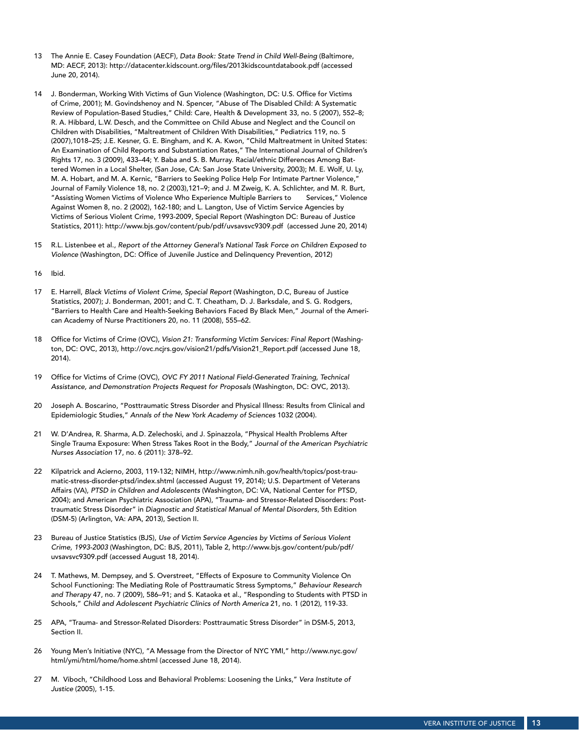13 The Annie E. Casey Foundation (AECF), *Data Book: State Trend in Child Well-Being* (Baltimore, MD: AECF, 2013): http://datacenter.kidscount.org/files/2013kidscountdatabook.pdf (accessed June 20, 2014).

14 J. Bonderman, Working With Victims of Gun Violence (Washington, DC: U.S. Office for Victims of Crime, 2001); M. Govindshenoy and N. Spencer, "Abuse of The Disabled Child: A Systematic Review of Population-Based Studies," Child: Care, Health & Development 33, no. 5 (2007), 552–8; R. A. Hibbard, L.W. Desch, and the Committee on Child Abuse and Neglect and the Council on Children with Disabilities, "Maltreatment of Children With Disabilities," Pediatrics 119, no. 5 (2007),1018–25; J.E. Kesner, G. E. Bingham, and K. A. Kwon, "Child Maltreatment in United States: An Examination of Child Reports and Substantiation Rates," The International Journal of Children's Rights 17, no. 3 (2009), 433–44; Y. Baba and S. B. Murray. Racial/ethnic Differences Among Battered Women in a Local Shelter, (San Jose, CA: San Jose State University, 2003); M. E. Wolf, U. Ly, M. A. Hobart, and M. A. Kernic, "Barriers to Seeking Police Help For Intimate Partner Violence," Journal of Family Violence 18, no. 2 (2003),121–9; and J. M Zweig, K. A. Schlichter, and M. R. Burt, "Assisting Women Victims of Violence Who Experience Multiple Barriers to Services," Violence Against Women 8, no. 2 (2002), 162-180; and L. Langton, Use of Victim Service Agencies by Victims of Serious Violent Crime, 1993-2009, Special Report (Washington DC: Bureau of Justice Statistics, 2011): http://www.bjs.gov/content/pub/pdf/uvsavsvc9309.pdf (accessed June 20, 2014)

15 R.L. Listenbee et al., *Report of the Attorney General's National Task Force on Children Exposed to Violence* (Washington, DC: Office of Juvenile Justice and Delinquency Prevention, 2012)

16 Ibid.

17 E. Harrell, *Black Victims of Violent Crime, Special Report* (Washington, D.C, Bureau of Justice Statistics, 2007); J. Bonderman, 2001; and C. T. Cheatham, D. J. Barksdale, and S. G. Rodgers, "Barriers to Health Care and Health-Seeking Behaviors Faced By Black Men," Journal of the American Academy of Nurse Practitioners 20, no. 11 (2008), 555–62.

18 Office for Victims of Crime (OVC), *Vision 21: Transforming Victim Services: Final Report* (Washington, DC: OVC, 2013), http://ovc.ncjrs.gov/vision21/pdfs/Vision21_Report.pdf (accessed June 18, 2014).

19 Office for Victims of Crime (OVC), *OVC FY 2011 National Field-Generated Training, Technical Assistance, and Demonstration Projects Request for Proposals* (Washington, DC: OVC, 2013).

20 Joseph A. Boscarino, "Posttraumatic Stress Disorder and Physical Illness: Results from Clinical and Epidemiologic Studies," *Annals of the New York Academy of Sciences* 1032 (2004).

21 W. D'Andrea, R. Sharma, A.D. Zelechoski, and J. Spinazzola, "Physical Health Problems After Single Trauma Exposure: When Stress Takes Root in the Body," *Journal of the American Psychiatric Nurses Association* 17, no. 6 (2011): 378–92.

22 Kilpatrick and Acierno, 2003, 119-132; NIMH, http://www.nimh.nih.gov/health/topics/post-traumatic-stress-disorder-ptsd/index.shtml (accessed August 19, 2014); U.S. Department of Veterans Affairs (VA), *PTSD in Children and Adolescents* (Washington, DC: VA, National Center for PTSD, 2004); and American Psychiatric Association (APA), "Trauma- and Stressor-Related Disorders: Posttraumatic Stress Disorder" in *Diagnostic and Statistical Manual of Mental Disorders*, 5th Edition (DSM-5) (Arlington, VA: APA, 2013), Section II.

23 Bureau of Justice Statistics (BJS), *Use of Victim Service Agencies by Victims of Serious Violent Crime, 1993-2003* (Washington, DC: BJS, 2011), Table 2, http://www.bjs.gov/content/pub/pdf/uvsavsvc9309.pdf (accessed August 18, 2014).

24 T. Mathews, M. Dempsey, and S. Overstreet, "Effects of Exposure to Community Violence On School Functioning: The Mediating Role of Posttraumatic Stress Symptoms," *Behaviour Research and Therapy* 47, no. 7 (2009), 586–91; and S. Kataoka et al., "Responding to Students with PTSD in Schools," *Child and Adolescent Psychiatric Clinics of North America* 21, no. 1 (2012), 119-33.

25 APA, "Trauma- and Stressor-Related Disorders: Posttraumatic Stress Disorder" in DSM-5, 2013, Section II.

26 Young Men's Initiative (NYC), "A Message from the Director of NYC YMI," http://www.nyc.gov/html/ymi/html/home/home.shtml (accessed June 18, 2014).

27 M. Viboch, "Childhood Loss and Behavioral Problems: Loosening the Links," *Vera Institute of Justice* (2005), 1-15.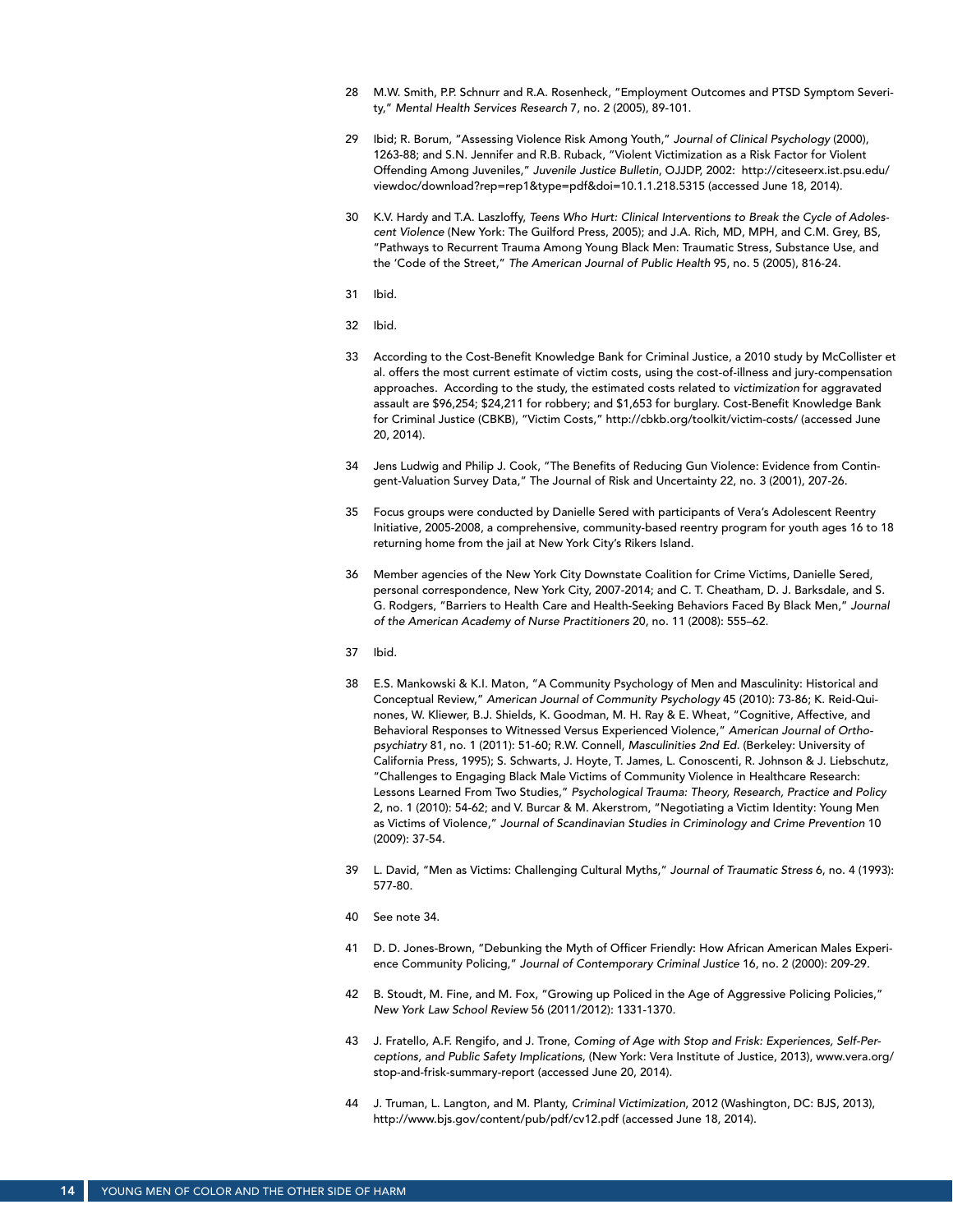28 M.W. Smith, P.P. Schnurr and R.A. Rosenheck, "Employment Outcomes and PTSD Symptom Severity," *Mental Health Services Research* 7, no. 2 (2005), 89-101.

29 Ibid; R. Borum, "Assessing Violence Risk Among Youth," *Journal of Clinical Psychology* (2000), 1263-88; and S.N. Jennifer and R.B. Ruback, "Violent Victimization as a Risk Factor for Violent Offending Among Juveniles," *Juvenile Justice Bulletin*, OJJDP, 2002: http://citeseerx.ist.psu.edu/viewdoc/download?rep=rep1&type=pdf&doi=10.1.1.218.5315 (accessed June 18, 2014).

30 K.V. Hardy and T.A. Laszloffy, *Teens Who Hurt: Clinical Interventions to Break the Cycle of Adolescent Violence* (New York: The Guilford Press, 2005); and J.A. Rich, MD, MPH, and C.M. Grey, BS, "Pathways to Recurrent Trauma Among Young Black Men: Traumatic Stress, Substance Use, and the 'Code of the Street,'" *The American Journal of Public Health* 95, no. 5 (2005), 816-24.

31 Ibid.

32 Ibid.

33 According to the Cost-Benefit Knowledge Bank for Criminal Justice, a 2010 study by McCollister et al. offers the most current estimate of victim costs, using the cost-of-illness and jury-compensation approaches. According to the study, the estimated costs related to *victimization* for aggravated assault are $96,254; $24,211 for robbery; and $1,653 for burglary. Cost-Benefit Knowledge Bank for Criminal Justice (CBKB), "Victim Costs," http://cbkb.org/toolkit/victim-costs/ (accessed June 20, 2014).

34 Jens Ludwig and Philip J. Cook, "The Benefits of Reducing Gun Violence: Evidence from Contingent-Valuation Survey Data," The Journal of Risk and Uncertainty 22, no. 3 (2001), 207-26.

35 Focus groups were conducted by Danielle Sered with participants of Vera's Adolescent Reentry Initiative, 2005-2008, a comprehensive, community-based reentry program for youth ages 16 to 18 returning home from the jail at New York City's Rikers Island.

36 Member agencies of the New York City Downstate Coalition for Crime Victims, Danielle Sered, personal correspondence, New York City, 2007-2014; and C. T. Cheatham, D. J. Barksdale, and S. G. Rodgers, "Barriers to Health Care and Health-Seeking Behaviors Faced By Black Men," *Journal of the American Academy of Nurse Practitioners* 20, no. 11 (2008): 555–62.

37 Ibid.

38 E.S. Mankowski & K.I. Maton, "A Community Psychology of Men and Masculinity: Historical and Conceptual Review," *American Journal of Community Psychology* 45 (2010): 73-86; K. Reid-Quinones, W. Kliewer, B.J. Shields, K. Goodman, M. H. Ray & E. Wheat, "Cognitive, Affective, and Behavioral Responses to Witnessed Versus Experienced Violence," *American Journal of Orthopsychiatry* 81, no. 1 (2011): 51-60; R.W. Connell, *Masculinities 2nd Ed.* (Berkeley: University of California Press, 1995); S. Schwarts, J. Hoyte, T. James, L. Conoscenti, R. Johnson & J. Liebschutz, "Challenges to Engaging Black Male Victims of Community Violence in Healthcare Research: Lessons Learned From Two Studies," *Psychological Trauma: Theory, Research, Practice and Policy* 2, no. 1 (2010): 54-62; and V. Burcar & M. Akerstrom, "Negotiating a Victim Identity: Young Men as Victims of Violence," *Journal of Scandinavian Studies in Criminology and Crime Prevention* 10 (2009): 37-54.

39 L. David, "Men as Victims: Challenging Cultural Myths," *Journal of Traumatic Stress* 6, no. 4 (1993): 577-80.

40 See note 34.

41 D. D. Jones-Brown, "Debunking the Myth of Officer Friendly: How African American Males Experience Community Policing," *Journal of Contemporary Criminal Justice* 16, no. 2 (2000): 209-29.

42 B. Stoudt, M. Fine, and M. Fox, "Growing up Policed in the Age of Aggressive Policing Policies," *New York Law School Review* 56 (2011/2012): 1331-1370.

43 J. Fratello, A.F. Rengifo, and J. Trone, *Coming of Age with Stop and Frisk: Experiences, Self-Perceptions, and Public Safety Implications*, (New York: Vera Institute of Justice, 2013), www.vera.org/stop-and-frisk-summary-report (accessed June 20, 2014).

44 J. Truman, L. Langton, and M. Planty, *Criminal Victimization*, 2012 (Washington, DC: BJS, 2013), http://www.bjs.gov/content/pub/pdf/cv12.pdf (accessed June 18, 2014).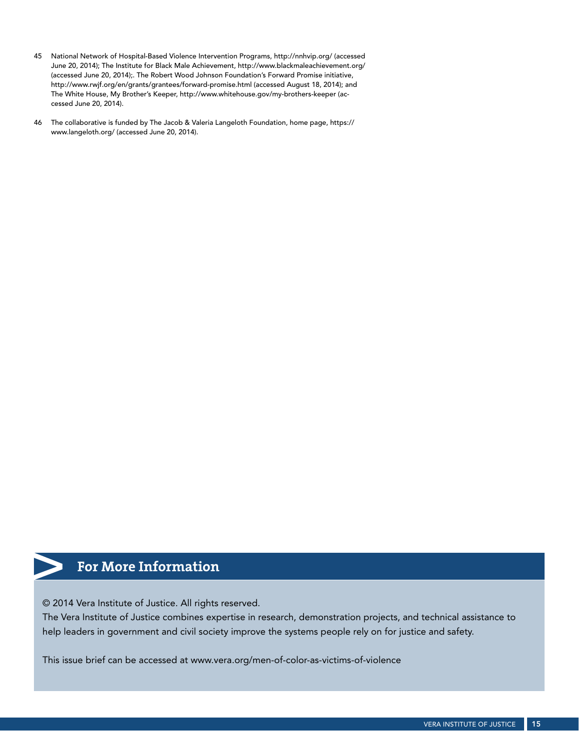45 National Network of Hospital-Based Violence Intervention Programs, http://nnhvip.org/ (accessed June 20, 2014); The Institute for Black Male Achievement, http://www.blackmaleachievement.org/ (accessed June 20, 2014);. The Robert Wood Johnson Foundation's Forward Promise initiative, http://www.rwjf.org/en/grants/grantees/forward-promise.html (accessed August 18, 2014); and The White House, My Brother's Keeper, http://www.whitehouse.gov/my-brothers-keeper (accessed June 20, 2014).

46 The collaborative is funded by The Jacob & Valeria Langeloth Foundation, home page, https://www.langeloth.org/ (accessed June 20, 2014).

## For More Information

© 2014 Vera Institute of Justice. All rights reserved.
The Vera Institute of Justice combines expertise in research, demonstration projects, and technical assistance to help leaders in government and civil society improve the systems people rely on for justice and safety.

This issue brief can be accessed at www.vera.org/men-of-color-as-victims-of-violence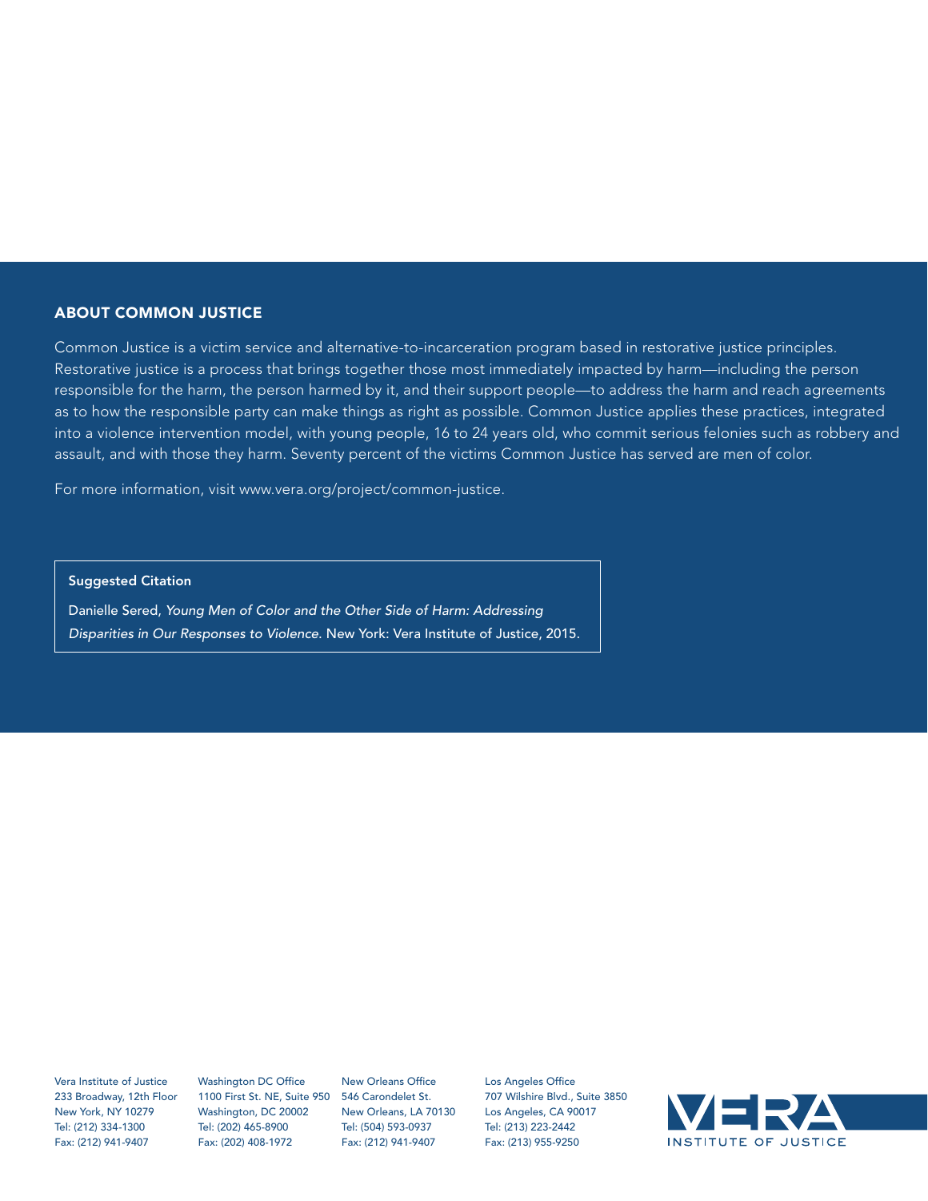## ABOUT COMMON JUSTICE

Common Justice is a victim service and alternative-to-incarceration program based in restorative justice principles. Restorative justice is a process that brings together those most immediately impacted by harm—including the person responsible for the harm, the person harmed by it, and their support people—to address the harm and reach agreements as to how the responsible party can make things as right as possible. Common Justice applies these practices, integrated into a violence intervention model, with young people, 16 to 24 years old, who commit serious felonies such as robbery and assault, and with those they harm. Seventy percent of the victims Common Justice has served are men of color.

For more information, visit www.vera.org/project/common-justice.

**Suggested Citation**

Danielle Sered, *Young Men of Color and the Other Side of Harm: Addressing Disparities in Our Responses to Violence*. New York: Vera Institute of Justice, 2015.

Vera Institute of Justice
233 Broadway, 12th Floor
New York, NY 10279
Tel: (212) 334-1300
Fax: (212) 941-9407

Washington DC Office
1100 First St. NE, Suite 950
Washington, DC 20002
Tel: (202) 465-8900
Fax: (202) 408-1972

New Orleans Office
546 Carondelet St.
New Orleans, LA 70130
Tel: (504) 593-0937
Fax: (212) 941-9407

Los Angeles Office
707 Wilshire Blvd., Suite 3850
Los Angeles, CA 90017
Tel: (213) 223-2442
Fax: (213) 955-9250

VERA INSTITUTE OF JUSTICE